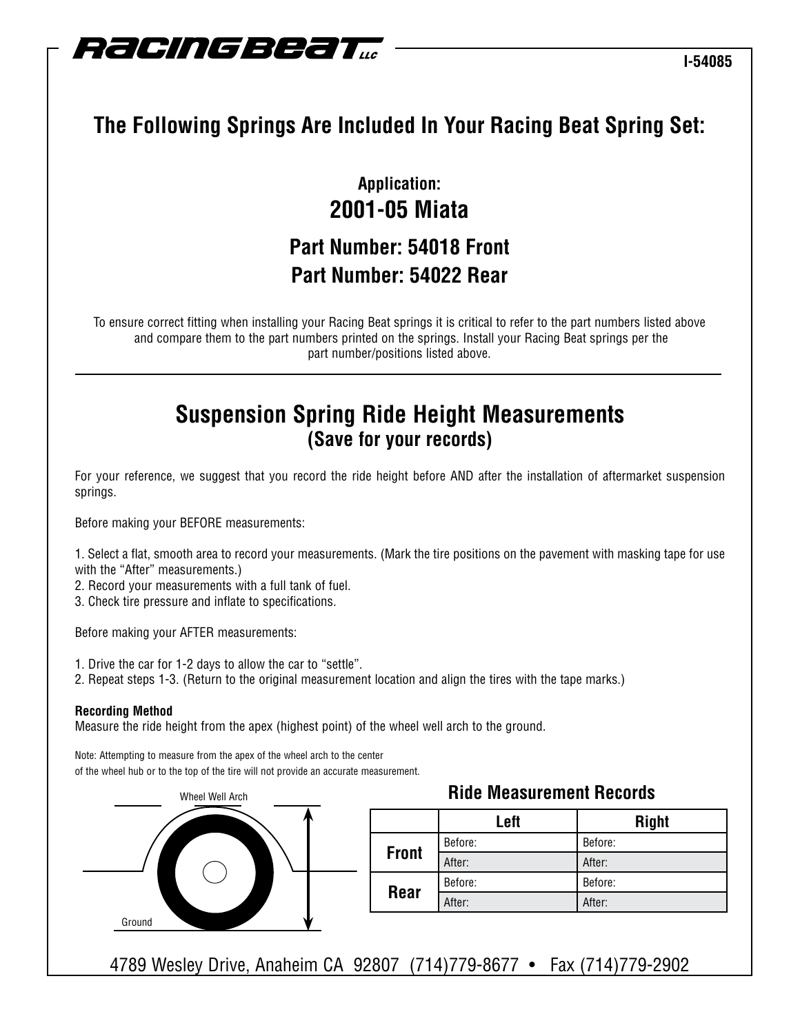RACING BEAT LLC

I-54085

## The Following Springs Are Included In Your Racing Beat Spring Set:

**Application:**

## 2001-05 Miata

### Part Number: 54018 Front

### Part Number: 54022 Rear

To ensure correct fitting when installing your Racing Beat springs it is critical to refer to the part numbers listed above and compare them to the part numbers printed on the springs. Install your Racing Beat springs per the part number/positions listed above.

---

## Suspension Spring Ride Height Measurements
### (Save for your records)

For your reference, we suggest that you record the ride height before AND after the installation of aftermarket suspension springs.

Before making your BEFORE measurements:

1. Select a flat, smooth area to record your measurements. (Mark the tire positions on the pavement with masking tape for use with the "After" measurements.)
2. Record your measurements with a full tank of fuel.
3. Check tire pressure and inflate to specifications.

Before making your AFTER measurements:

1. Drive the car for 1-2 days to allow the car to "settle".
2. Repeat steps 1-3. (Return to the original measurement location and align the tires with the tape marks.)

**Recording Method**
Measure the ride height from the apex (highest point) of the wheel well arch to the ground.

Note: Attempting to measure from the apex of the wheel arch to the center of the wheel hub or to the top of the tire will not provide an accurate measurement.

Wheel Well Arch

Ground

### Ride Measurement Records

| | Left | Right |
|---|---|---|
| **Front** | Before: | Before: |
| | After: | After: |
| **Rear** | Before: | Before: |
| | After: | After: |

4789 Wesley Drive, Anaheim CA 92807 (714)779-8677 • Fax (714)779-2902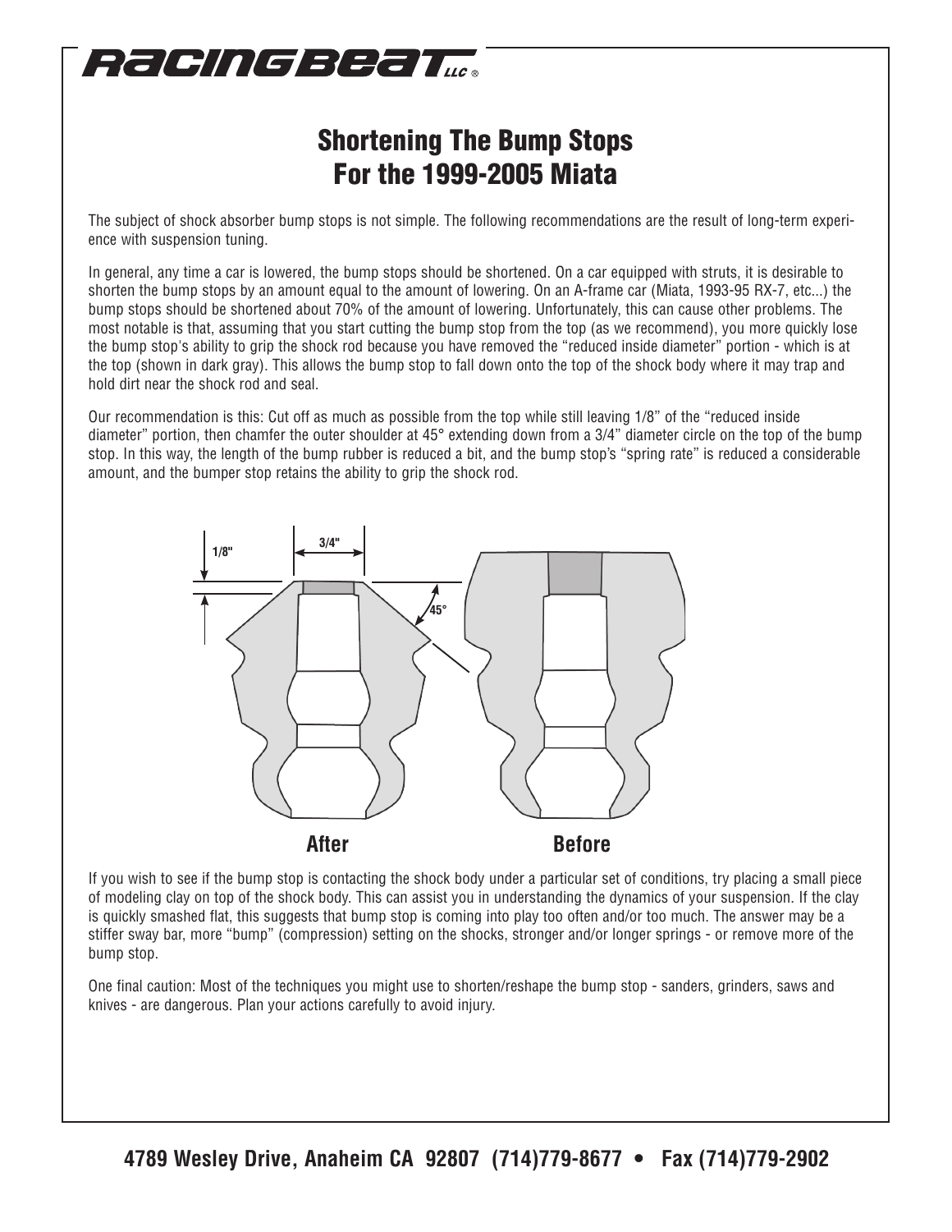RACINGBEAT LLC ®

# Shortening The Bump Stops For the 1999-2005 Miata

The subject of shock absorber bump stops is not simple. The following recommendations are the result of long-term experience with suspension tuning.

In general, any time a car is lowered, the bump stops should be shortened. On a car equipped with struts, it is desirable to shorten the bump stops by an amount equal to the amount of lowering. On an A-frame car (Miata, 1993-95 RX-7, etc...) the bump stops should be shortened about 70% of the amount of lowering. Unfortunately, this can cause other problems. The most notable is that, assuming that you start cutting the bump stop from the top (as we recommend), you more quickly lose the bump stop's ability to grip the shock rod because you have removed the "reduced inside diameter" portion - which is at the top (shown in dark gray). This allows the bump stop to fall down onto the top of the shock body where it may trap and hold dirt near the shock rod and seal.

Our recommendation is this: Cut off as much as possible from the top while still leaving 1/8" of the "reduced inside diameter" portion, then chamfer the outer shoulder at 45° extending down from a 3/4" diameter circle on the top of the bump stop. In this way, the length of the bump rubber is reduced a bit, and the bump stop's "spring rate" is reduced a considerable amount, and the bumper stop retains the ability to grip the shock rod.

1/8"

3/4"

45°

After

Before

If you wish to see if the bump stop is contacting the shock body under a particular set of conditions, try placing a small piece of modeling clay on top of the shock body. This can assist you in understanding the dynamics of your suspension. If the clay is quickly smashed flat, this suggests that bump stop is coming into play too often and/or too much. The answer may be a stiffer sway bar, more "bump" (compression) setting on the shocks, stronger and/or longer springs - or remove more of the bump stop.

One final caution: Most of the techniques you might use to shorten/reshape the bump stop - sanders, grinders, saws and knives - are dangerous. Plan your actions carefully to avoid injury.

**4789 Wesley Drive, Anaheim CA 92807 (714)779-8677 • Fax (714)779-2902**